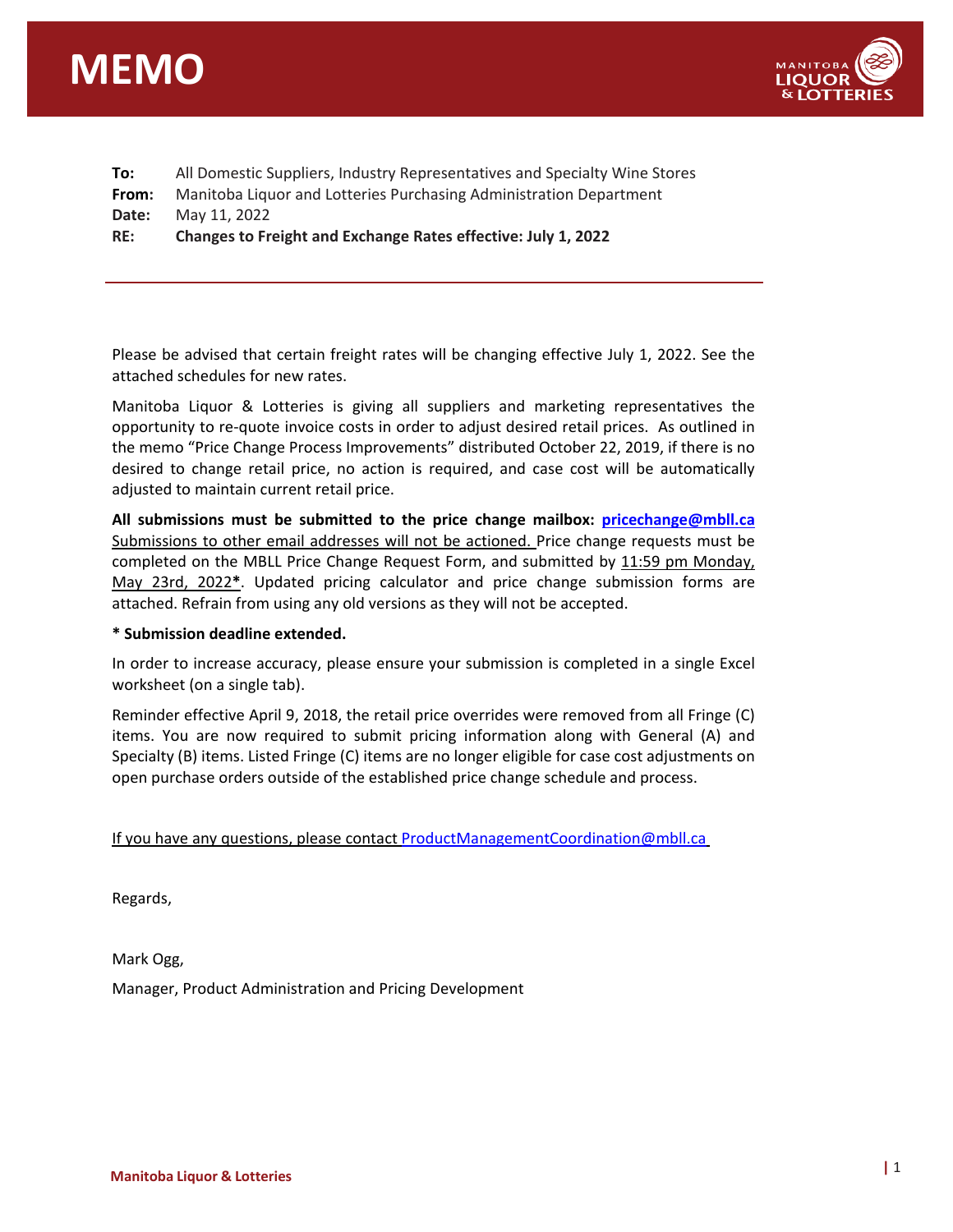# MEMO

**To:** All Domestic Suppliers, Industry Representatives and Specialty Wine Stores
**From:** Manitoba Liquor and Lotteries Purchasing Administration Department
**Date:** May 11, 2022
**RE:** **Changes to Freight and Exchange Rates effective: July 1, 2022**

---

Please be advised that certain freight rates will be changing effective July 1, 2022. See the attached schedules for new rates.

Manitoba Liquor & Lotteries is giving all suppliers and marketing representatives the opportunity to re-quote invoice costs in order to adjust desired retail prices. As outlined in the memo "Price Change Process Improvements" distributed October 22, 2019, if there is no desired to change retail price, no action is required, and case cost will be automatically adjusted to maintain current retail price.

**All submissions must be submitted to the price change mailbox: pricechange@mbll.ca** Submissions to other email addresses will not be actioned. Price change requests must be completed on the MBLL Price Change Request Form, and submitted by 11:59 pm Monday, May 23rd, 2022**\***. Updated pricing calculator and price change submission forms are attached. Refrain from using any old versions as they will not be accepted.

**\* Submission deadline extended.**

In order to increase accuracy, please ensure your submission is completed in a single Excel worksheet (on a single tab).

Reminder effective April 9, 2018, the retail price overrides were removed from all Fringe (C) items. You are now required to submit pricing information along with General (A) and Specialty (B) items. Listed Fringe (C) items are no longer eligible for case cost adjustments on open purchase orders outside of the established price change schedule and process.

If you have any questions, please contact ProductManagementCoordination@mbll.ca

Regards,

Mark Ogg,

Manager, Product Administration and Pricing Development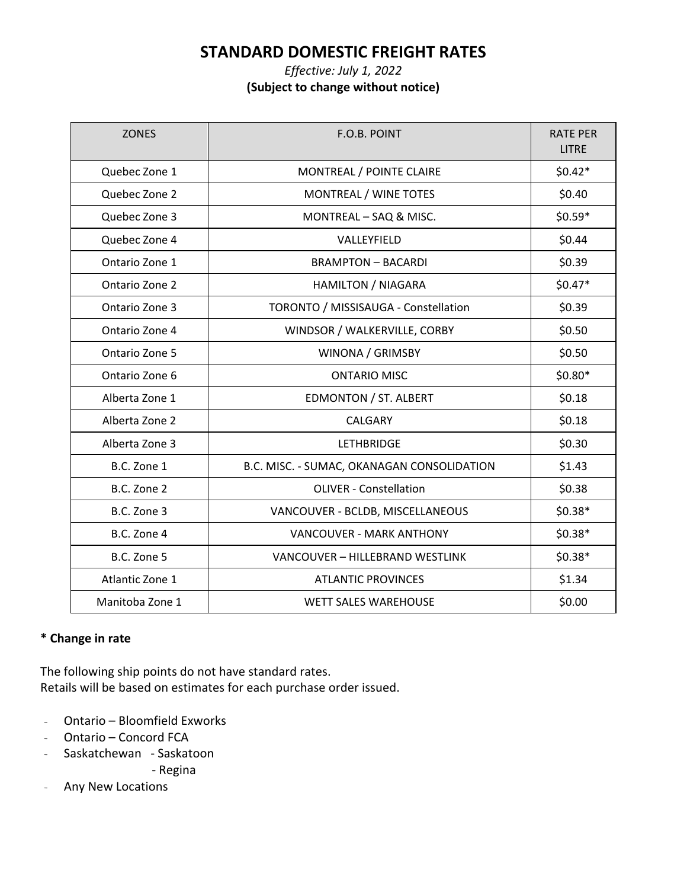# STANDARD DOMESTIC FREIGHT RATES

*Effective: July 1, 2022*

**(Subject to change without notice)**

| ZONES | F.O.B. POINT | RATE PER LITRE |
|---|---|---|
| Quebec Zone 1 | MONTREAL / POINTE CLAIRE | $0.42* |
| Quebec Zone 2 | MONTREAL / WINE TOTES | $0.40 |
| Quebec Zone 3 | MONTREAL – SAQ & MISC. | $0.59* |
| Quebec Zone 4 | VALLEYFIELD | $0.44 |
| Ontario Zone 1 | BRAMPTON – BACARDI | $0.39 |
| Ontario Zone 2 | HAMILTON / NIAGARA | $0.47* |
| Ontario Zone 3 | TORONTO / MISSISAUGA - Constellation | $0.39 |
| Ontario Zone 4 | WINDSOR / WALKERVILLE, CORBY | $0.50 |
| Ontario Zone 5 | WINONA / GRIMSBY | $0.50 |
| Ontario Zone 6 | ONTARIO MISC | $0.80* |
| Alberta Zone 1 | EDMONTON / ST. ALBERT | $0.18 |
| Alberta Zone 2 | CALGARY | $0.18 |
| Alberta Zone 3 | LETHBRIDGE | $0.30 |
| B.C. Zone 1 | B.C. MISC. - SUMAC, OKANAGAN CONSOLIDATION | $1.43 |
| B.C. Zone 2 | OLIVER - Constellation | $0.38 |
| B.C. Zone 3 | VANCOUVER - BCLDB, MISCELLANEOUS | $0.38* |
| B.C. Zone 4 | VANCOUVER - MARK ANTHONY | $0.38* |
| B.C. Zone 5 | VANCOUVER – HILLEBRAND WESTLINK | $0.38* |
| Atlantic Zone 1 | ATLANTIC PROVINCES | $1.34 |
| Manitoba Zone 1 | WETT SALES WAREHOUSE | $0.00 |

**\* Change in rate**

The following ship points do not have standard rates.
Retails will be based on estimates for each purchase order issued.

- Ontario – Bloomfield Exworks
- Ontario – Concord FCA
- Saskatchewan - Saskatoon
  - Regina
- Any New Locations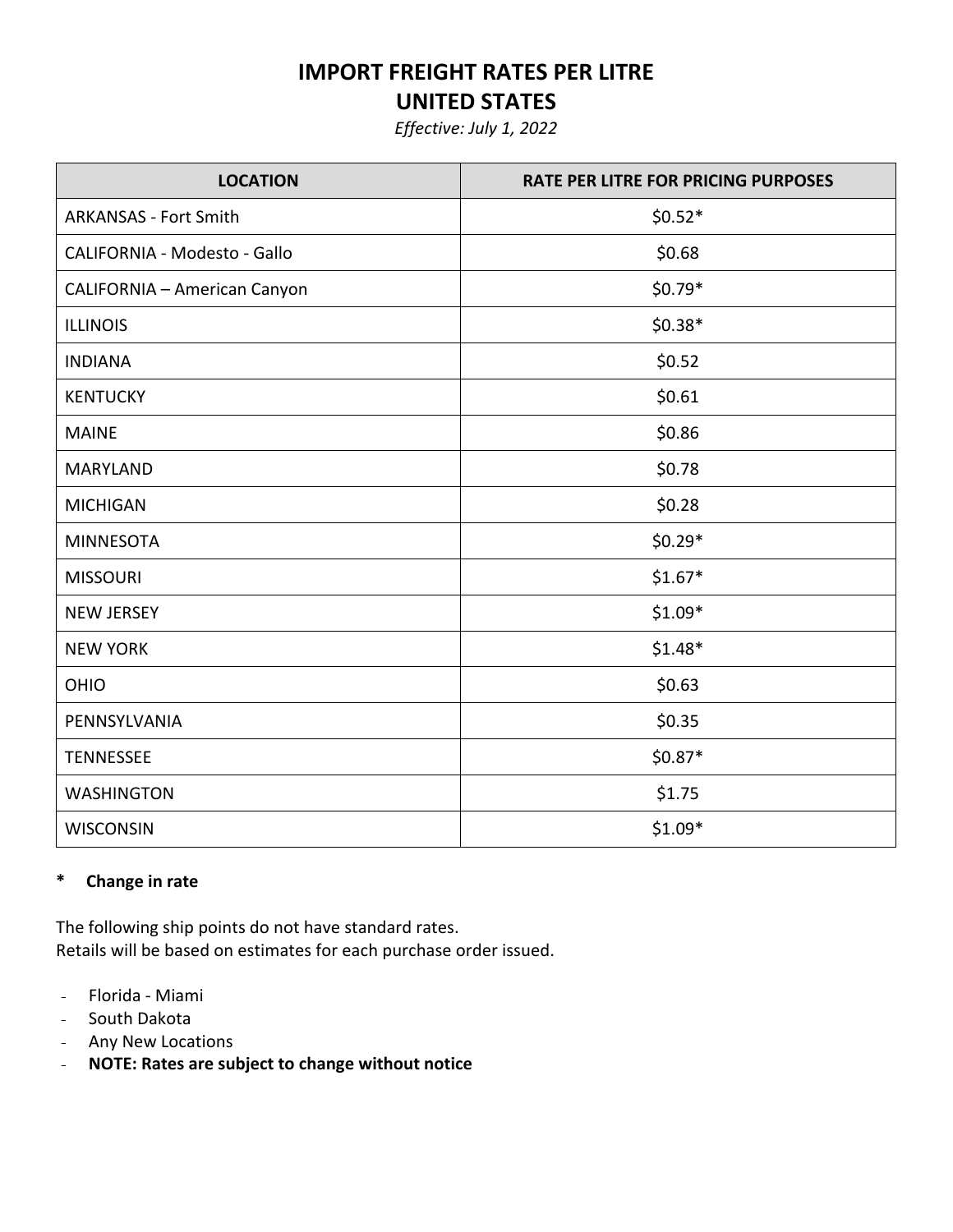# IMPORT FREIGHT RATES PER LITRE
# UNITED STATES

*Effective: July 1, 2022*

| LOCATION | RATE PER LITRE FOR PRICING PURPOSES |
|---|---|
| ARKANSAS - Fort Smith | $0.52* |
| CALIFORNIA - Modesto - Gallo | $0.68 |
| CALIFORNIA – American Canyon | $0.79* |
| ILLINOIS | $0.38* |
| INDIANA | $0.52 |
| KENTUCKY | $0.61 |
| MAINE | $0.86 |
| MARYLAND | $0.78 |
| MICHIGAN | $0.28 |
| MINNESOTA | $0.29* |
| MISSOURI | $1.67* |
| NEW JERSEY | $1.09* |
| NEW YORK | $1.48* |
| OHIO | $0.63 |
| PENNSYLVANIA | $0.35 |
| TENNESSEE | $0.87* |
| WASHINGTON | $1.75 |
| WISCONSIN | $1.09* |

**\* Change in rate**

The following ship points do not have standard rates.
Retails will be based on estimates for each purchase order issued.

- Florida - Miami
- South Dakota
- Any New Locations
- **NOTE: Rates are subject to change without notice**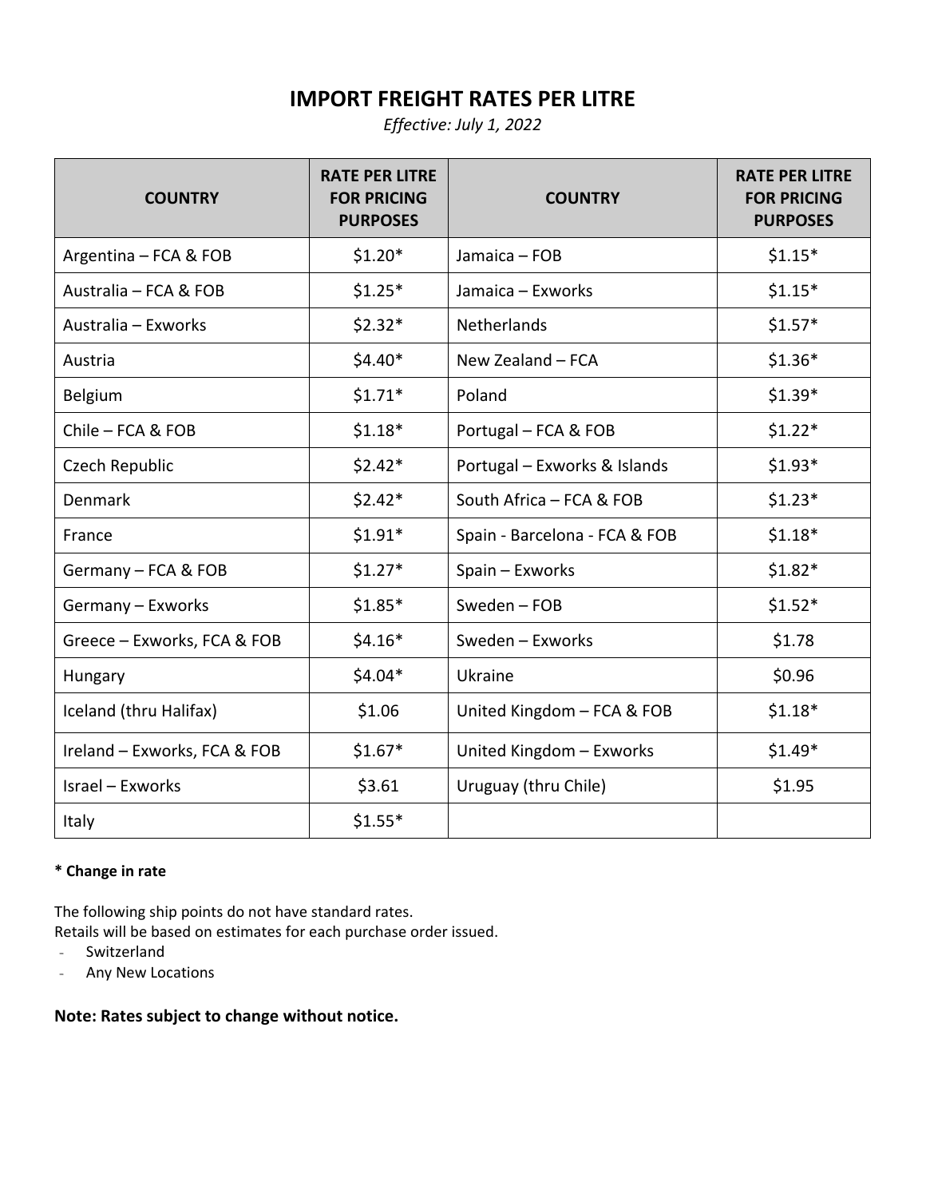# IMPORT FREIGHT RATES PER LITRE

*Effective: July 1, 2022*

| COUNTRY | RATE PER LITRE FOR PRICING PURPOSES | COUNTRY | RATE PER LITRE FOR PRICING PURPOSES |
|---|---|---|---|
| Argentina – FCA & FOB | $1.20* | Jamaica – FOB | $1.15* |
| Australia – FCA & FOB | $1.25* | Jamaica – Exworks | $1.15* |
| Australia – Exworks | $2.32* | Netherlands | $1.57* |
| Austria | $4.40* | New Zealand – FCA | $1.36* |
| Belgium | $1.71* | Poland | $1.39* |
| Chile – FCA & FOB | $1.18* | Portugal – FCA & FOB | $1.22* |
| Czech Republic | $2.42* | Portugal – Exworks & Islands | $1.93* |
| Denmark | $2.42* | South Africa – FCA & FOB | $1.23* |
| France | $1.91* | Spain - Barcelona - FCA & FOB | $1.18* |
| Germany – FCA & FOB | $1.27* | Spain – Exworks | $1.82* |
| Germany – Exworks | $1.85* | Sweden – FOB | $1.52* |
| Greece – Exworks, FCA & FOB | $4.16* | Sweden – Exworks | $1.78 |
| Hungary | $4.04* | Ukraine | $0.96 |
| Iceland (thru Halifax) | $1.06 | United Kingdom – FCA & FOB | $1.18* |
| Ireland – Exworks, FCA & FOB | $1.67* | United Kingdom – Exworks | $1.49* |
| Israel – Exworks | $3.61 | Uruguay (thru Chile) | $1.95 |
| Italy | $1.55* | | |

**\* Change in rate**

The following ship points do not have standard rates.
Retails will be based on estimates for each purchase order issued.

- Switzerland
- Any New Locations

**Note: Rates subject to change without notice.**